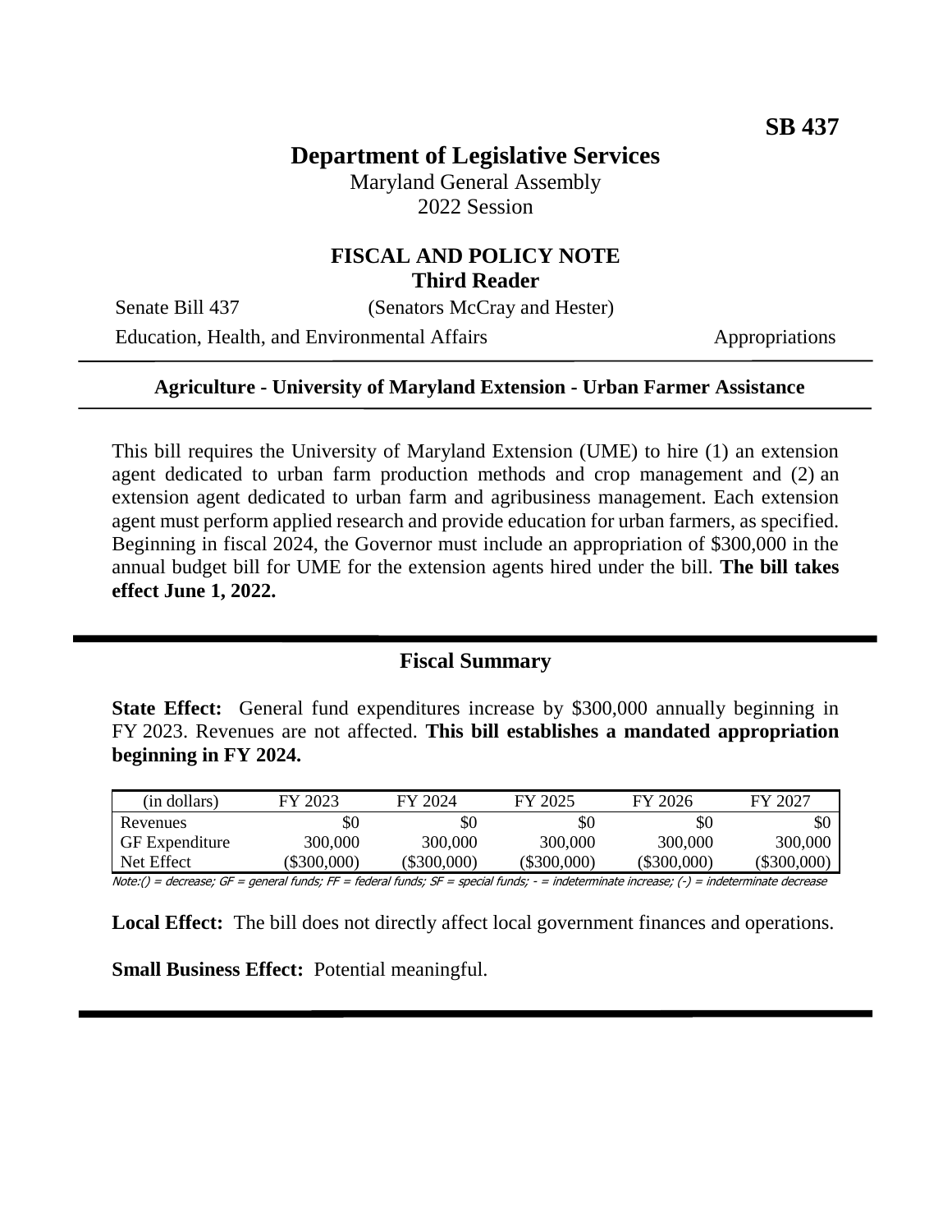**SB 437**

# Department of Legislative Services

Maryland General Assembly
2022 Session

## FISCAL AND POLICY NOTE
**Third Reader**

Senate Bill 437 (Senators McCray and Hester)

Education, Health, and Environmental Affairs Appropriations

---

**Agriculture - University of Maryland Extension - Urban Farmer Assistance**

---

This bill requires the University of Maryland Extension (UME) to hire (1) an extension agent dedicated to urban farm production methods and crop management and (2) an extension agent dedicated to urban farm and agribusiness management. Each extension agent must perform applied research and provide education for urban farmers, as specified. Beginning in fiscal 2024, the Governor must include an appropriation of $300,000 in the annual budget bill for UME for the extension agents hired under the bill. **The bill takes effect June 1, 2022.**

---

## Fiscal Summary

**State Effect:** General fund expenditures increase by $300,000 annually beginning in FY 2023. Revenues are not affected. **This bill establishes a mandated appropriation beginning in FY 2024.**

| (in dollars) | FY 2023 | FY 2024 | FY 2025 | FY 2026 | FY 2027 |
|---|---|---|---|---|---|
| Revenues | $0 | $0 | $0 | $0 | $0 |
| GF Expenditure | 300,000 | 300,000 | 300,000 | 300,000 | 300,000 |
| Net Effect | ($300,000) | ($300,000) | ($300,000) | ($300,000) | ($300,000) |

Note:() = decrease; GF = general funds; FF = federal funds; SF = special funds; - = indeterminate increase; (-) = indeterminate decrease

**Local Effect:** The bill does not directly affect local government finances and operations.

**Small Business Effect:** Potential meaningful.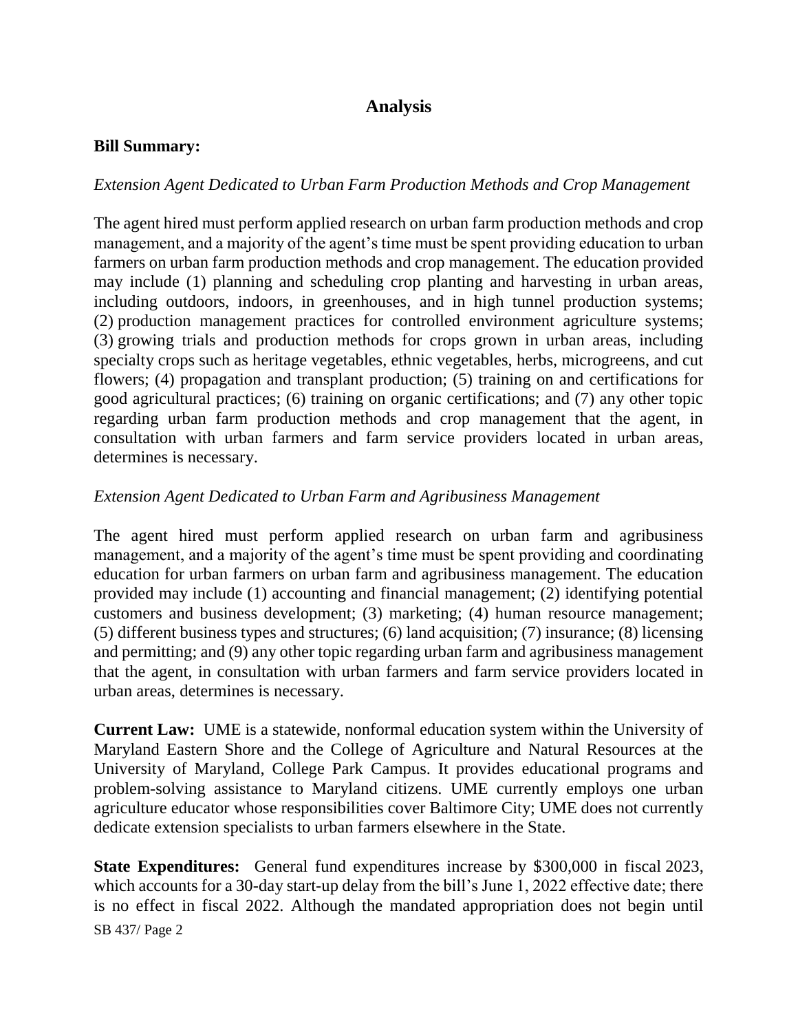## Analysis

**Bill Summary:**

*Extension Agent Dedicated to Urban Farm Production Methods and Crop Management*

The agent hired must perform applied research on urban farm production methods and crop management, and a majority of the agent's time must be spent providing education to urban farmers on urban farm production methods and crop management. The education provided may include (1) planning and scheduling crop planting and harvesting in urban areas, including outdoors, indoors, in greenhouses, and in high tunnel production systems; (2) production management practices for controlled environment agriculture systems; (3) growing trials and production methods for crops grown in urban areas, including specialty crops such as heritage vegetables, ethnic vegetables, herbs, microgreens, and cut flowers; (4) propagation and transplant production; (5) training on and certifications for good agricultural practices; (6) training on organic certifications; and (7) any other topic regarding urban farm production methods and crop management that the agent, in consultation with urban farmers and farm service providers located in urban areas, determines is necessary.

*Extension Agent Dedicated to Urban Farm and Agribusiness Management*

The agent hired must perform applied research on urban farm and agribusiness management, and a majority of the agent's time must be spent providing and coordinating education for urban farmers on urban farm and agribusiness management. The education provided may include (1) accounting and financial management; (2) identifying potential customers and business development; (3) marketing; (4) human resource management; (5) different business types and structures; (6) land acquisition; (7) insurance; (8) licensing and permitting; and (9) any other topic regarding urban farm and agribusiness management that the agent, in consultation with urban farmers and farm service providers located in urban areas, determines is necessary.

**Current Law:** UME is a statewide, nonformal education system within the University of Maryland Eastern Shore and the College of Agriculture and Natural Resources at the University of Maryland, College Park Campus. It provides educational programs and problem-solving assistance to Maryland citizens. UME currently employs one urban agriculture educator whose responsibilities cover Baltimore City; UME does not currently dedicate extension specialists to urban farmers elsewhere in the State.

**State Expenditures:** General fund expenditures increase by $300,000 in fiscal 2023, which accounts for a 30-day start-up delay from the bill's June 1, 2022 effective date; there is no effect in fiscal 2022. Although the mandated appropriation does not begin until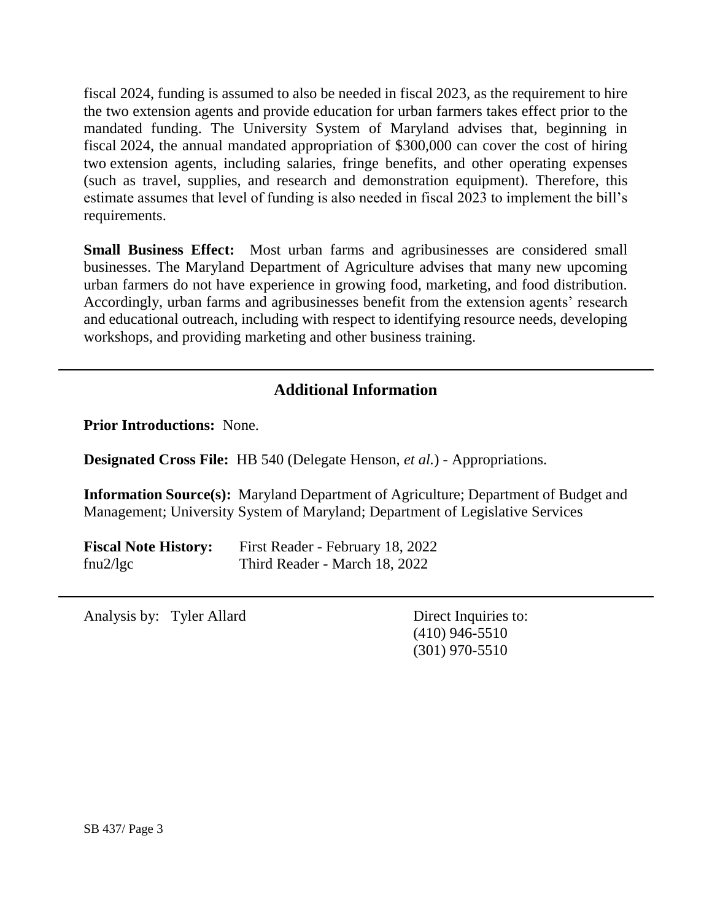fiscal 2024, funding is assumed to also be needed in fiscal 2023, as the requirement to hire the two extension agents and provide education for urban farmers takes effect prior to the mandated funding. The University System of Maryland advises that, beginning in fiscal 2024, the annual mandated appropriation of $300,000 can cover the cost of hiring two extension agents, including salaries, fringe benefits, and other operating expenses (such as travel, supplies, and research and demonstration equipment). Therefore, this estimate assumes that level of funding is also needed in fiscal 2023 to implement the bill's requirements.

**Small Business Effect:** Most urban farms and agribusinesses are considered small businesses. The Maryland Department of Agriculture advises that many new upcoming urban farmers do not have experience in growing food, marketing, and food distribution. Accordingly, urban farms and agribusinesses benefit from the extension agents' research and educational outreach, including with respect to identifying resource needs, developing workshops, and providing marketing and other business training.

## Additional Information

**Prior Introductions:** None.

**Designated Cross File:** HB 540 (Delegate Henson, *et al.*) - Appropriations.

**Information Source(s):** Maryland Department of Agriculture; Department of Budget and Management; University System of Maryland; Department of Legislative Services

**Fiscal Note History:** First Reader - February 18, 2022
fnu2/lgc Third Reader - March 18, 2022

Analysis by: Tyler Allard

Direct Inquiries to:
(410) 946-5510
(301) 970-5510